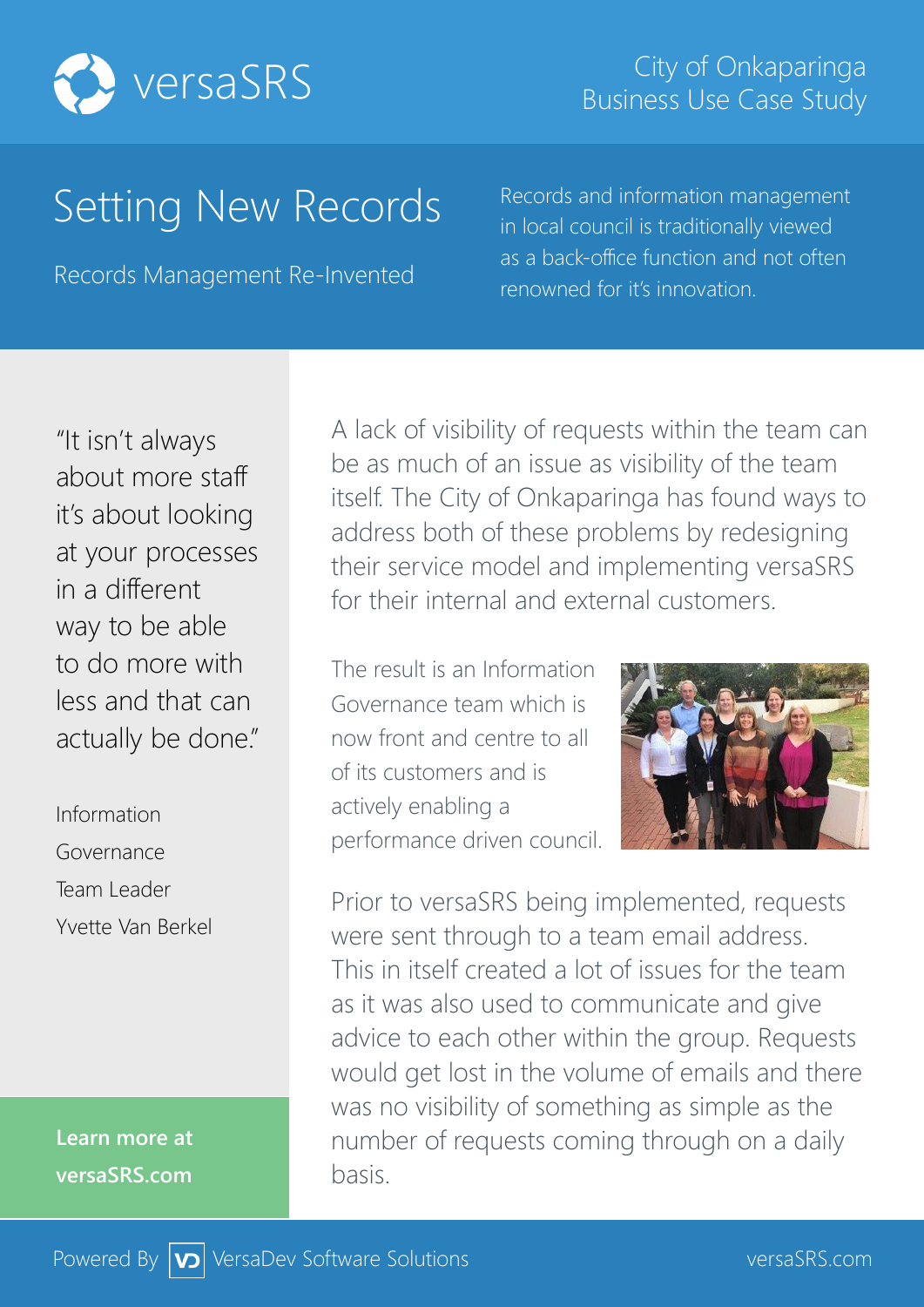versaSRS

City of Onkaparinga
Business Use Case Study

# Setting New Records

## Records Management Re-Invented

Records and information management in local council is traditionally viewed as a back-office function and not often renowned for it's innovation.

"It isn't always about more staff it's about looking at your processes in a different way to be able to do more with less and that can actually be done."

Information Governance Team Leader Yvette Van Berkel

A lack of visibility of requests within the team can be as much of an issue as visibility of the team itself. The City of Onkaparinga has found ways to address both of these problems by redesigning their service model and implementing versaSRS for their internal and external customers.

The result is an Information Governance team which is now front and centre to all of its customers and is actively enabling a performance driven council.

Prior to versaSRS being implemented, requests were sent through to a team email address. This in itself created a lot of issues for the team as it was also used to communicate and give advice to each other within the group. Requests would get lost in the volume of emails and there was no visibility of something as simple as the number of requests coming through on a daily basis.

**Learn more at versaSRS.com**

Powered By VersaDev Software Solutions — versaSRS.com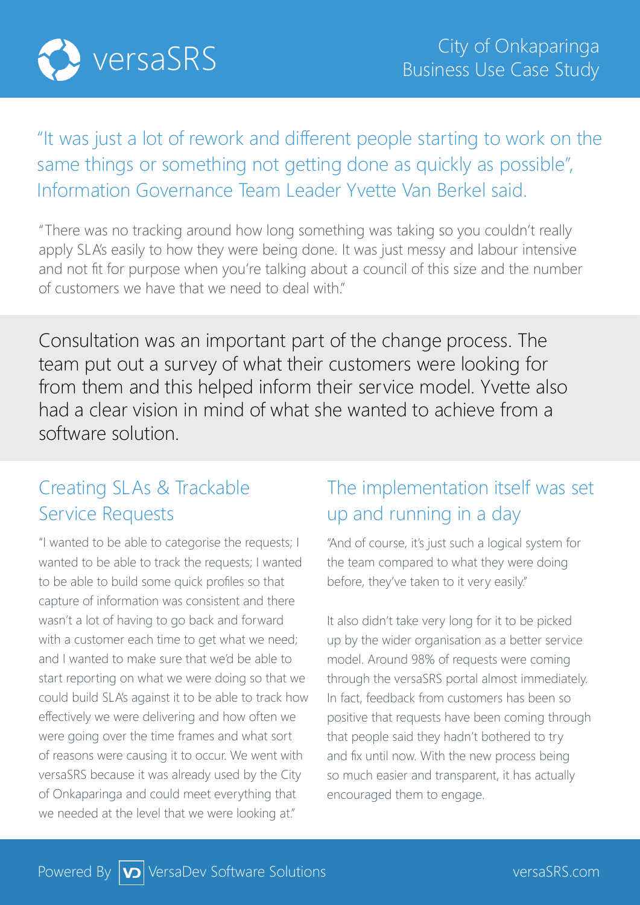"It was just a lot of rework and different people starting to work on the same things or something not getting done as quickly as possible", Information Governance Team Leader Yvette Van Berkel said.

"There was no tracking around how long something was taking so you couldn't really apply SLA's easily to how they were being done. It was just messy and labour intensive and not fit for purpose when you're talking about a council of this size and the number of customers we have that we need to deal with."

Consultation was an important part of the change process. The team put out a survey of what their customers were looking for from them and this helped inform their service model. Yvette also had a clear vision in mind of what she wanted to achieve from a software solution.

## Creating SLAs & Trackable Service Requests

"I wanted to be able to categorise the requests; I wanted to be able to track the requests; I wanted to be able to build some quick profiles so that capture of information was consistent and there wasn't a lot of having to go back and forward with a customer each time to get what we need; and I wanted to make sure that we'd be able to start reporting on what we were doing so that we could build SLA's against it to be able to track how effectively we were delivering and how often we were going over the time frames and what sort of reasons were causing it to occur. We went with versaSRS because it was already used by the City of Onkaparinga and could meet everything that we needed at the level that we were looking at."

## The implementation itself was set up and running in a day

"And of course, it's just such a logical system for the team compared to what they were doing before, they've taken to it very easily."

It also didn't take very long for it to be picked up by the wider organisation as a better service model. Around 98% of requests were coming through the versaSRS portal almost immediately. In fact, feedback from customers has been so positive that requests have been coming through that people said they hadn't bothered to try and fix until now. With the new process being so much easier and transparent, it has actually encouraged them to engage.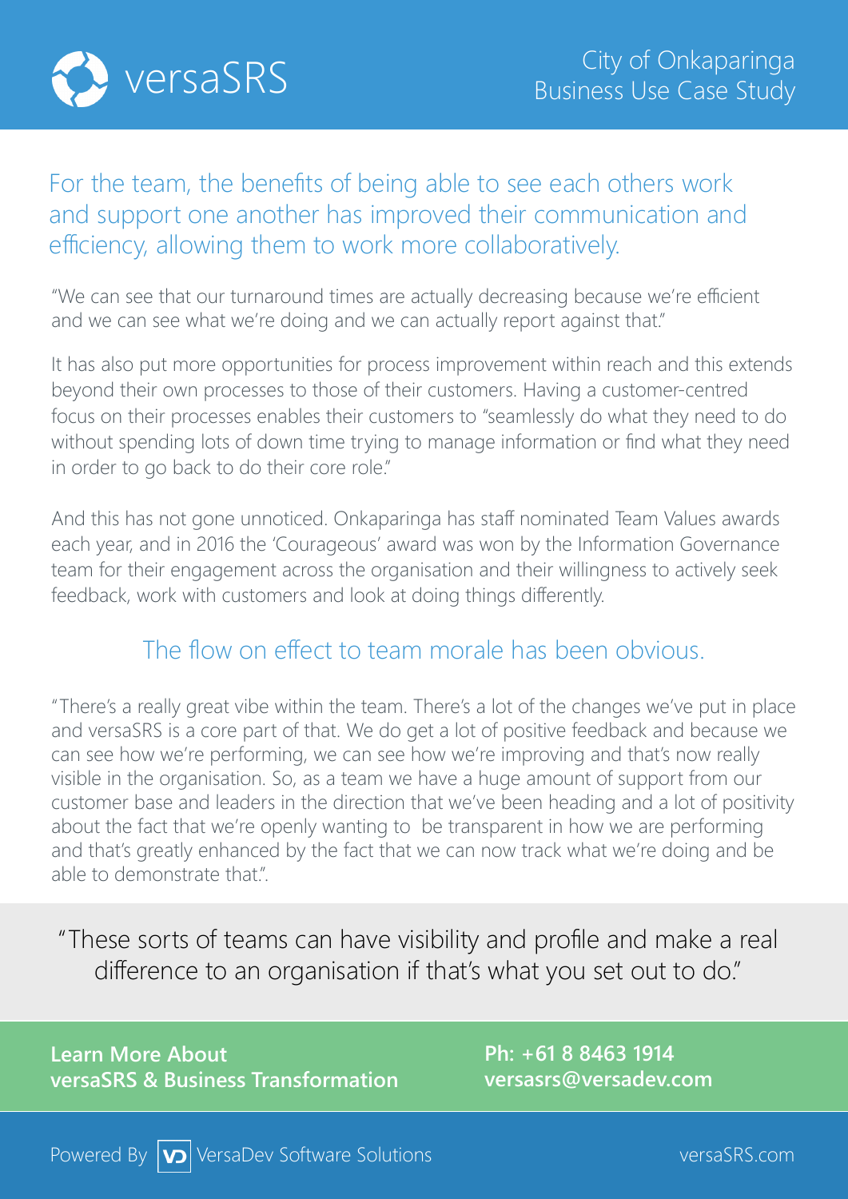For the team, the benefits of being able to see each others work and support one another has improved their communication and efficiency, allowing them to work more collaboratively.

"We can see that our turnaround times are actually decreasing because we're efficient and we can see what we're doing and we can actually report against that."

It has also put more opportunities for process improvement within reach and this extends beyond their own processes to those of their customers. Having a customer-centred focus on their processes enables their customers to "seamlessly do what they need to do without spending lots of down time trying to manage information or find what they need in order to go back to do their core role."

And this has not gone unnoticed. Onkaparinga has staff nominated Team Values awards each year, and in 2016 the 'Courageous' award was won by the Information Governance team for their engagement across the organisation and their willingness to actively seek feedback, work with customers and look at doing things differently.

## The flow on effect to team morale has been obvious.

"There's a really great vibe within the team. There's a lot of the changes we've put in place and versaSRS is a core part of that. We do get a lot of positive feedback and because we can see how we're performing, we can see how we're improving and that's now really visible in the organisation. So, as a team we have a huge amount of support from our customer base and leaders in the direction that we've been heading and a lot of positivity about the fact that we're openly wanting to be transparent in how we are performing and that's greatly enhanced by the fact that we can now track what we're doing and be able to demonstrate that.".

"These sorts of teams can have visibility and profile and make a real difference to an organisation if that's what you set out to do."

**Learn More About versaSRS & Business Transformation**

**Ph: +61 8 8463 1914**
**versasrs@versadev.com**

Powered By VersaDev Software Solutions

versaSRS.com